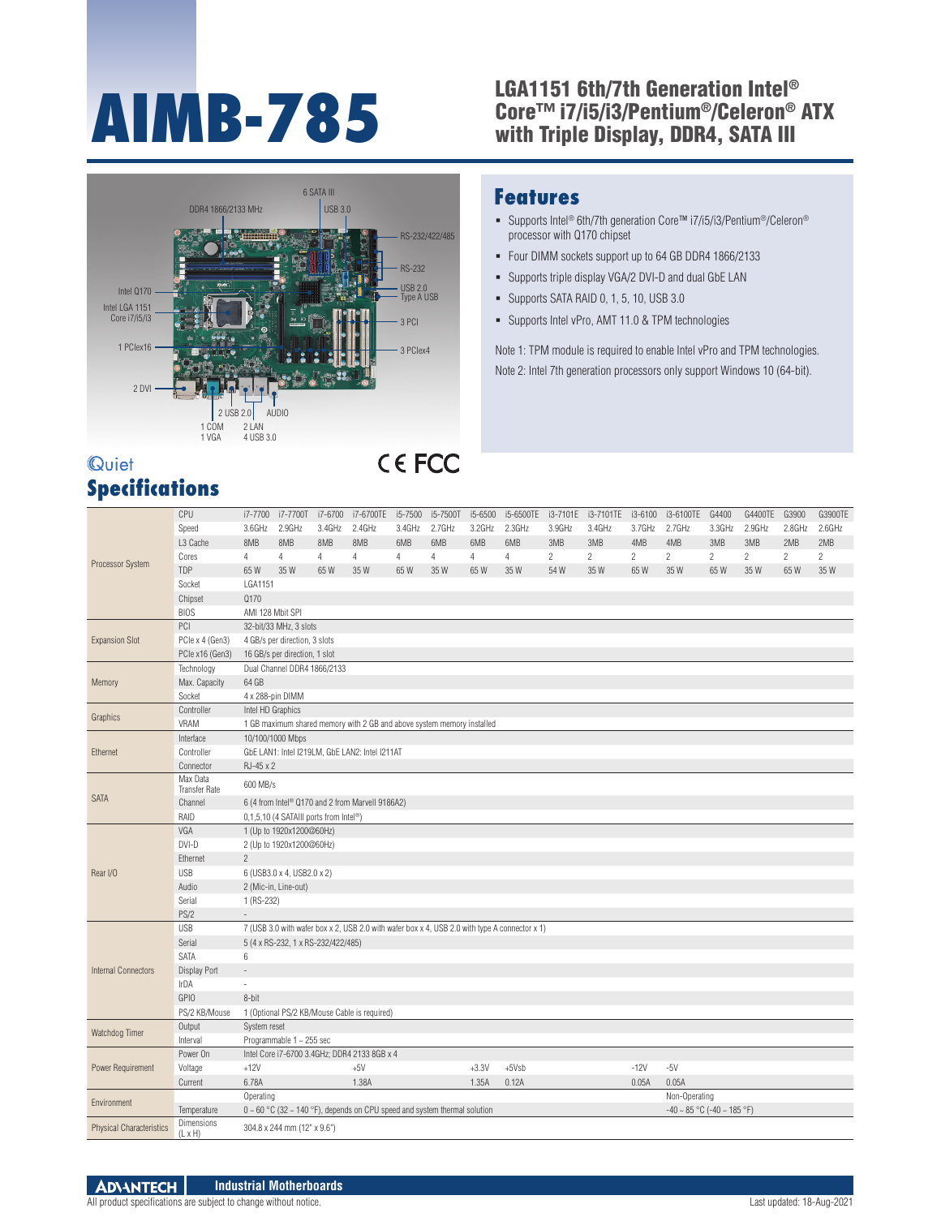# AIMB-785

## LGA1151 6th/7th Generation Intel® Core™ i7/i5/i3/Pentium®/Celeron® ATX with Triple Display, DDR4, SATA III

## Features

- Supports Intel® 6th/7th generation Core™ i7/i5/i3/Pentium®/Celeron® processor with Q170 chipset
- Four DIMM sockets support up to 64 GB DDR4 1866/2133
- Supports triple display VGA/2 DVI-D and dual GbE LAN
- Supports SATA RAID 0, 1, 5, 10, USB 3.0
- Supports Intel vPro, AMT 11.0 & TPM technologies

Note 1: TPM module is required to enable Intel vPro and TPM technologies.

Note 2: Intel 7th generation processors only support Windows 10 (64-bit).

Quiet

CE FCC

## Specifications

| | | | | | | | | | | | | | | | | | |
|---|---|---|---|---|---|---|---|---|---|---|---|---|---|---|---|---|---|
| Processor System | CPU | i7-7700 | i7-7700T | i7-6700 | i7-6700TE | i5-7500 | i5-7500T | i5-6500 | i5-6500TE | i3-7101E | i3-7101TE | i3-6100 | i3-6100TE | G4400 | G4400TE | G3900 | G3900TE |
| | Speed | 3.6GHz | 2.9GHz | 3.4GHz | 2.4GHz | 3.4GHz | 2.7GHz | 3.2GHz | 2.3GHz | 3.9GHz | 3.4GHz | 3.7GHz | 2.7GHz | 3.3GHz | 2.9GHz | 2.8GHz | 2.6GHz |
| | L3 Cache | 8MB | 8MB | 8MB | 8MB | 6MB | 6MB | 6MB | 6MB | 3MB | 3MB | 4MB | 4MB | 3MB | 3MB | 2MB | 2MB |
| | Cores | 4 | 4 | 4 | 4 | 4 | 4 | 4 | 4 | 2 | 2 | 2 | 2 | 2 | 2 | 2 | 2 |
| | TDP | 65 W | 35 W | 65 W | 35 W | 65 W | 35 W | 65 W | 35 W | 54 W | 35 W | 65 W | 35 W | 65 W | 35 W | 65 W | 35 W |
| | Socket | LGA1151 | | | | | | | | | | | | | | | |
| | Chipset | Q170 | | | | | | | | | | | | | | | |
| | BIOS | AMI 128 Mbit SPI | | | | | | | | | | | | | | | |
| Expansion Slot | PCI | 32-bit/33 MHz, 3 slots | | | | | | | | | | | | | | | |
| | PCIe x 4 (Gen3) | 4 GB/s per direction, 3 slots | | | | | | | | | | | | | | | |
| | PCIe x16 (Gen3) | 16 GB/s per direction, 1 slot | | | | | | | | | | | | | | | |
| Memory | Technology | Dual Channel DDR4 1866/2133 | | | | | | | | | | | | | | | |
| | Max. Capacity | 64 GB | | | | | | | | | | | | | | | |
| | Socket | 4 x 288-pin DIMM | | | | | | | | | | | | | | | |
| Graphics | Controller | Intel HD Graphics | | | | | | | | | | | | | | | |
| | VRAM | 1 GB maximum shared memory with 2 GB and above system memory installed | | | | | | | | | | | | | | | |
| Ethernet | Interface | 10/100/1000 Mbps | | | | | | | | | | | | | | | |
| | Controller | GbE LAN1: Intel I219LM, GbE LAN2: Intel I211AT | | | | | | | | | | | | | | | |
| | Connector | RJ-45 x 2 | | | | | | | | | | | | | | | |
| SATA | Max Data Transfer Rate | 600 MB/s | | | | | | | | | | | | | | | |
| | Channel | 6 (4 from Intel® Q170 and 2 from Marvell 9186A2) | | | | | | | | | | | | | | | |
| | RAID | 0,1,5,10 (4 SATAIII ports from Intel®) | | | | | | | | | | | | | | | |
| Rear I/O | VGA | 1 (Up to 1920x1200@60Hz) | | | | | | | | | | | | | | | |
| | DVI-D | 2 (Up to 1920x1200@60Hz) | | | | | | | | | | | | | | | |
| | Ethernet | 2 | | | | | | | | | | | | | | | |
| | USB | 6 (USB3.0 x 4, USB2.0 x 2) | | | | | | | | | | | | | | | |
| | Audio | 2 (Mic-in, Line-out) | | | | | | | | | | | | | | | |
| | Serial | 1 (RS-232) | | | | | | | | | | | | | | | |
| | PS/2 | - | | | | | | | | | | | | | | | |
| Internal Connectors | USB | 7 (USB 3.0 with wafer box x 2, USB 2.0 with wafer box x 4, USB 2.0 with type A connector x 1) | | | | | | | | | | | | | | | |
| | Serial | 5 (4 x RS-232, 1 x RS-232/422/485) | | | | | | | | | | | | | | | |
| | SATA | 6 | | | | | | | | | | | | | | | |
| | Display Port | - | | | | | | | | | | | | | | | |
| | IrDA | - | | | | | | | | | | | | | | | |
| | GPIO | 8-bit | | | | | | | | | | | | | | | |
| | PS/2 KB/Mouse | 1 (Optional PS/2 KB/Mouse Cable is required) | | | | | | | | | | | | | | | |
| Watchdog Timer | Output | System reset | | | | | | | | | | | | | | | |
| | Interval | Programmable 1 ~ 255 sec | | | | | | | | | | | | | | | |
| Power Requirement | Power On | Intel Core i7-6700 3.4GHz; DDR4 2133 8GB x 4 | | | | | | | | | | | | | | | |
| | Voltage | +12V | | | +5V | | | +3.3V | +5Vsb | | | -12V | -5V | | | | |
| | Current | 6.78A | | | 1.38A | | | 1.35A | 0.12A | | | 0.05A | 0.05A | | | | |
| Environment | | Operating | | | | | | | | | | | Non-Operating | | | | |
| | Temperature | 0 ~ 60 °C (32 ~ 140 °F), depends on CPU speed and system thermal solution | | | | | | | | | | | -40 ~ 85 °C (-40 ~ 185 °F) | | | | |
| Physical Characteristics | Dimensions (L x H) | 304.8 x 244 mm (12" x 9.6") | | | | | | | | | | | | | | | |

ADVANTECH Industrial Motherboards

All product specifications are subject to change without notice.

Last updated: 18-Aug-2021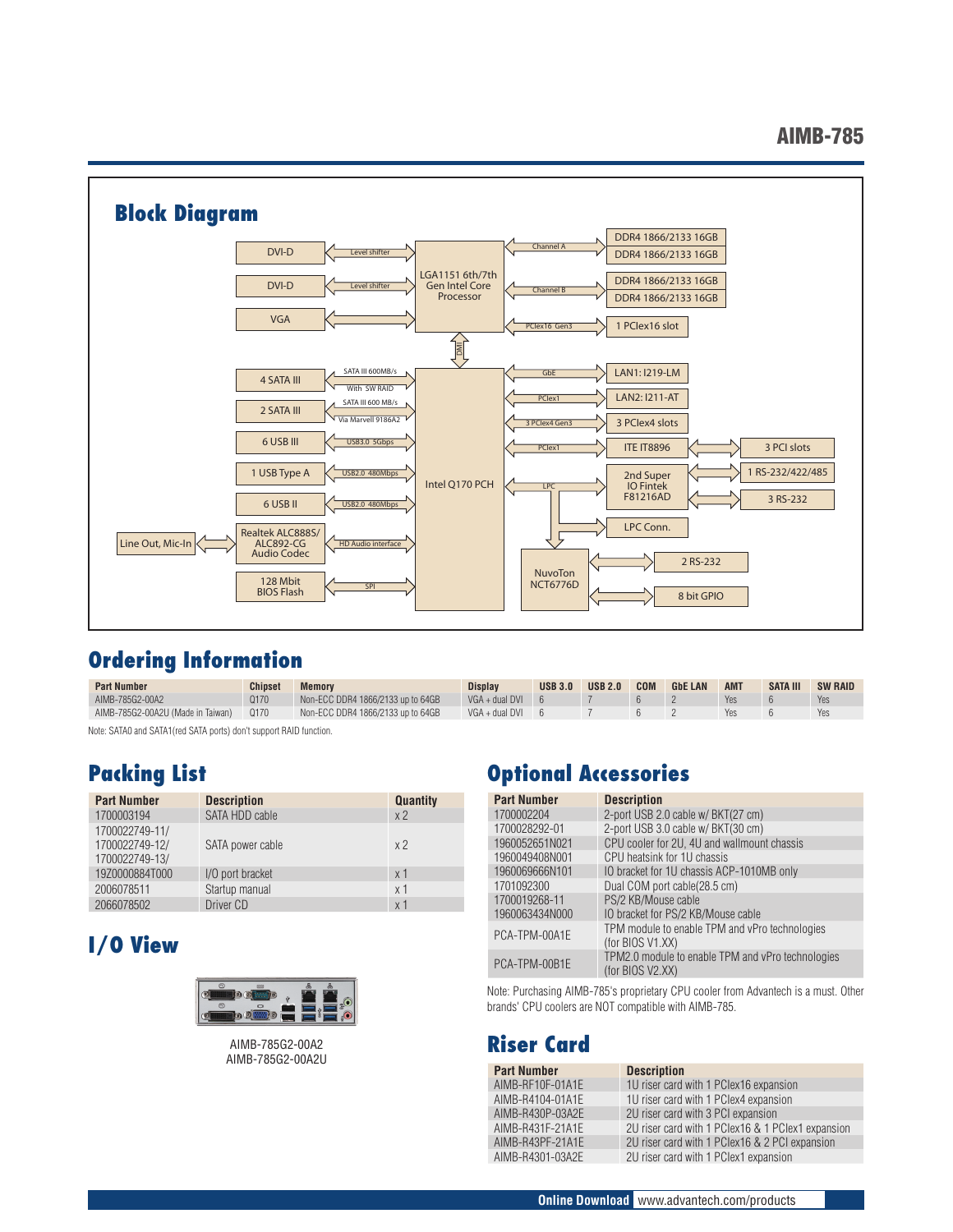## Block Diagram

DVI-D — Level shifter
DVI-D — Level shifter
VGA
LGA1151 6th/7th Gen Intel Core Processor
Channel A — DDR4 1866/2133 16GB, DDR4 1866/2133 16GB
Channel B — DDR4 1866/2133 16GB, DDR4 1866/2133 16GB
PCIex16 Gen3 — 1 PCIex16 slot
DMI
Intel Q170 PCH
4 SATA III — SATA III 600MB/s With SW RAID
2 SATA III — SATA III 600 MB/s Via Marvell 9186A2
6 USB III — USB3.0 5Gbps
1 USB Type A — USB2.0 480Mbps
6 USB II — USB2.0 480Mbps
Line Out, Mic-In — Realtek ALC888S/ ALC892-CG Audio Codec — HD Audio interface
128 Mbit BIOS Flash — SPI
GbE — LAN1: I219-LM
PCIex1 — LAN2: I211-AT
3 PCIex4 Gen3 — 3 PCIex4 slots
PCIex1 — ITE IT8896 — 3 PCI slots
LPC — 2nd Super IO Fintek F81216AD — 1 RS-232/422/485, 3 RS-232
LPC Conn.
NuvoTon NCT6776D — 2 RS-232, 8 bit GPIO

## Ordering Information

| Part Number | Chipset | Memory | Display | USB 3.0 | USB 2.0 | COM | GbE LAN | AMT | SATA III | SW RAID |
|---|---|---|---|---|---|---|---|---|---|---|
| AIMB-785G2-00A2 | Q170 | Non-ECC DDR4 1866/2133 up to 64GB | VGA + dual DVI | 6 | 7 | 6 | 2 | Yes | 6 | Yes |
| AIMB-785G2-00A2U (Made in Taiwan) | Q170 | Non-ECC DDR4 1866/2133 up to 64GB | VGA + dual DVI | 6 | 7 | 6 | 2 | Yes | 6 | Yes |

Note: SATA0 and SATA1(red SATA ports) don't support RAID function.

## Packing List

| Part Number | Description | Quantity |
|---|---|---|
| 1700003194 | SATA HDD cable | x 2 |
| 1700022749-11/ 1700022749-12/ 1700022749-13/ | SATA power cable | x 2 |
| 19Z0000884T000 | I/O port bracket | x 1 |
| 2006078511 | Startup manual | x 1 |
| 2066078502 | Driver CD | x 1 |

## I/O View

AIMB-785G2-00A2
AIMB-785G2-00A2U

## Optional Accessories

| Part Number | Description |
|---|---|
| 1700002204 | 2-port USB 2.0 cable w/ BKT(27 cm) |
| 1700028292-01 | 2-port USB 3.0 cable w/ BKT(30 cm) |
| 1960052651N021 | CPU cooler for 2U, 4U and wallmount chassis |
| 1960049408N001 | CPU heatsink for 1U chassis |
| 1960069666N101 | IO bracket for 1U chassis ACP-1010MB only |
| 1701092300 | Dual COM port cable(28.5 cm) |
| 1700019268-11 | PS/2 KB/Mouse cable |
| 1960063434N000 | IO bracket for PS/2 KB/Mouse cable |
| PCA-TPM-00A1E | TPM module to enable TPM and vPro technologies (for BIOS V1.XX) |
| PCA-TPM-00B1E | TPM2.0 module to enable TPM and vPro technologies (for BIOS V2.XX) |

Note: Purchasing AIMB-785's proprietary CPU cooler from Advantech is a must. Other brands' CPU coolers are NOT compatible with AIMB-785.

## Riser Card

| Part Number | Description |
|---|---|
| AIMB-RF10F-01A1E | 1U riser card with 1 PCIex16 expansion |
| AIMB-R4104-01A1E | 1U riser card with 1 PCIex4 expansion |
| AIMB-R430P-03A2E | 2U riser card with 3 PCI expansion |
| AIMB-R431F-21A1E | 2U riser card with 1 PCIex16 & 1 PCIex1 expansion |
| AIMB-R43PF-21A1E | 2U riser card with 1 PCIex16 & 2 PCI expansion |
| AIMB-R4301-03A2E | 2U riser card with 1 PCIex1 expansion |

**Online Download** www.advantech.com/products